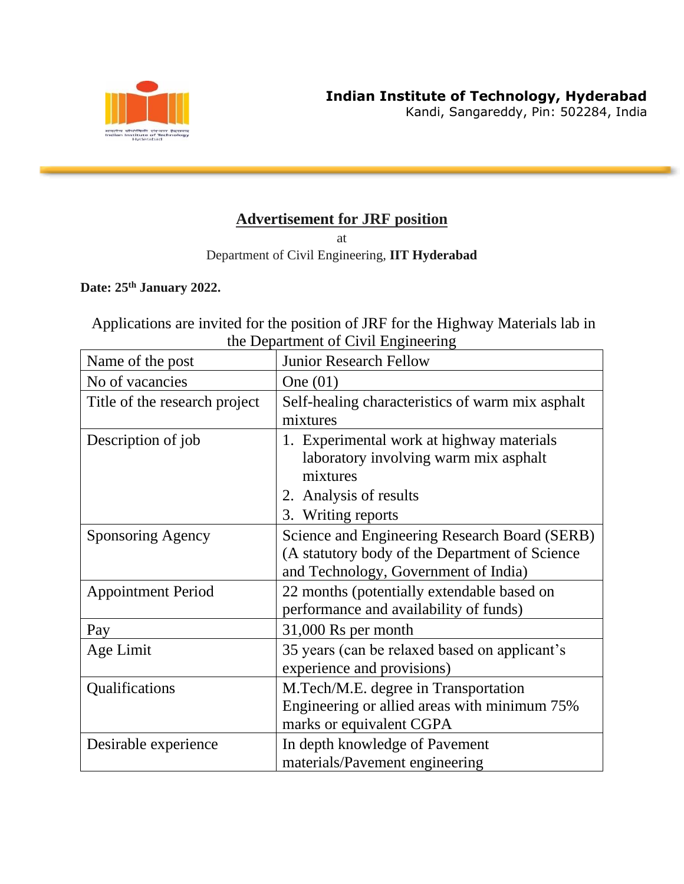**Indian Institute of Technology, Hyderabad**
Kandi, Sangareddy, Pin: 502284, India

# Advertisement for JRF position

at

Department of Civil Engineering, **IIT Hyderabad**

**Date: 25th January 2022.**

Applications are invited for the position of JRF for the Highway Materials lab in the Department of Civil Engineering

| Name of the post | Junior Research Fellow |
|---|---|
| No of vacancies | One (01) |
| Title of the research project | Self-healing characteristics of warm mix asphalt mixtures |
| Description of job | 1. Experimental work at highway materials laboratory involving warm mix asphalt mixtures<br>2. Analysis of results<br>3. Writing reports |
| Sponsoring Agency | Science and Engineering Research Board (SERB) (A statutory body of the Department of Science and Technology, Government of India) |
| Appointment Period | 22 months (potentially extendable based on performance and availability of funds) |
| Pay | 31,000 Rs per month |
| Age Limit | 35 years (can be relaxed based on applicant's experience and provisions) |
| Qualifications | M.Tech/M.E. degree in Transportation Engineering or allied areas with minimum 75% marks or equivalent CGPA |
| Desirable experience | In depth knowledge of Pavement materials/Pavement engineering |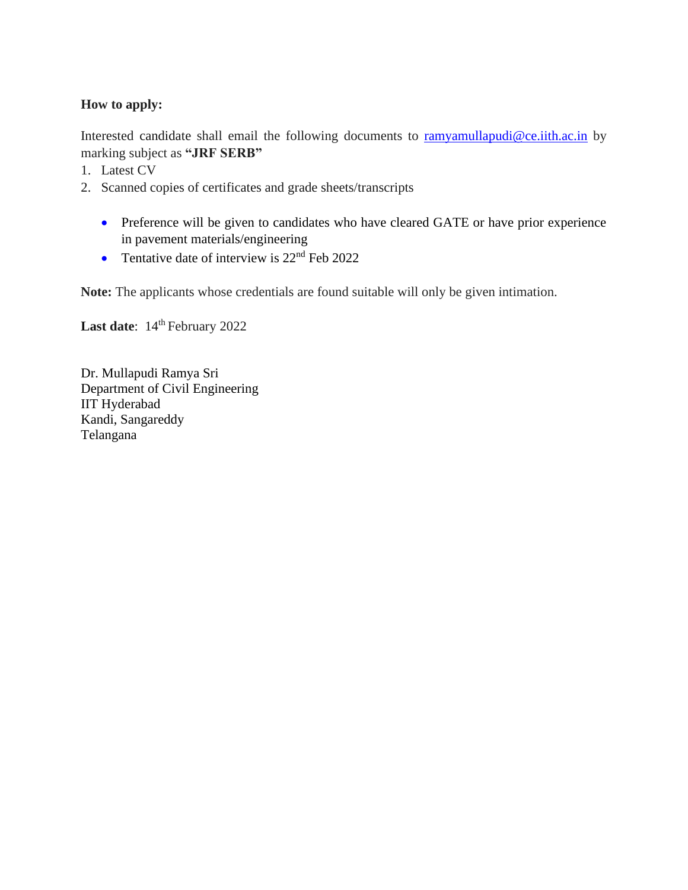**How to apply:**

Interested candidate shall email the following documents to ramyamullapudi@ce.iith.ac.in by marking subject as **"JRF SERB"**

1. Latest CV
2. Scanned copies of certificates and grade sheets/transcripts

- Preference will be given to candidates who have cleared GATE or have prior experience in pavement materials/engineering
- Tentative date of interview is 22nd Feb 2022

**Note:** The applicants whose credentials are found suitable will only be given intimation.

**Last date**: 14th February 2022

Dr. Mullapudi Ramya Sri
Department of Civil Engineering
IIT Hyderabad
Kandi, Sangareddy
Telangana